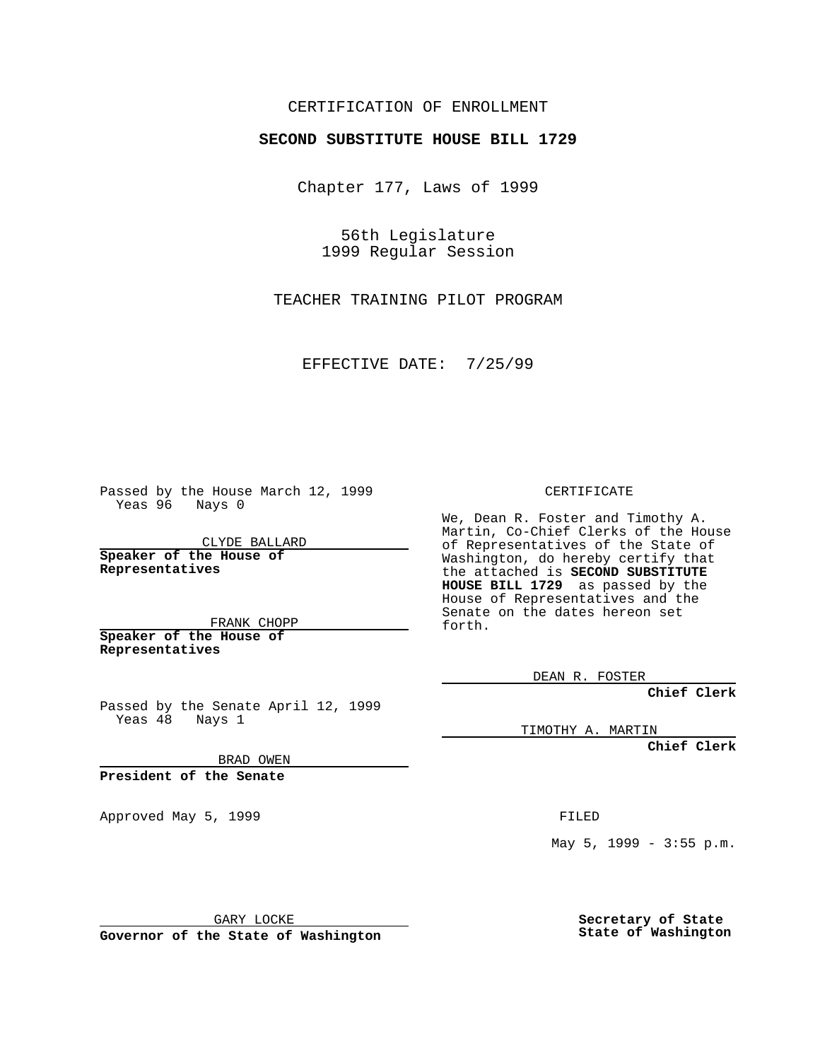CERTIFICATION OF ENROLLMENT

**SECOND SUBSTITUTE HOUSE BILL 1729**

Chapter 177, Laws of 1999

56th Legislature
1999 Regular Session

TEACHER TRAINING PILOT PROGRAM

EFFECTIVE DATE: 7/25/99

Passed by the House March 12, 1999
Yeas 96 Nays 0

CLYDE BALLARD

**Speaker of the House of Representatives**

FRANK CHOPP

**Speaker of the House of Representatives**

Passed by the Senate April 12, 1999
Yeas 48 Nays 1

BRAD OWEN

**President of the Senate**

Approved May 5, 1999

GARY LOCKE

**Governor of the State of Washington**

CERTIFICATE

We, Dean R. Foster and Timothy A. Martin, Co-Chief Clerks of the House of Representatives of the State of Washington, do hereby certify that the attached is **SECOND SUBSTITUTE HOUSE BILL 1729** as passed by the House of Representatives and the Senate on the dates hereon set forth.

DEAN R. FOSTER

**Chief Clerk**

TIMOTHY A. MARTIN

**Chief Clerk**

FILED

May 5, 1999 - 3:55 p.m.

**Secretary of State**
**State of Washington**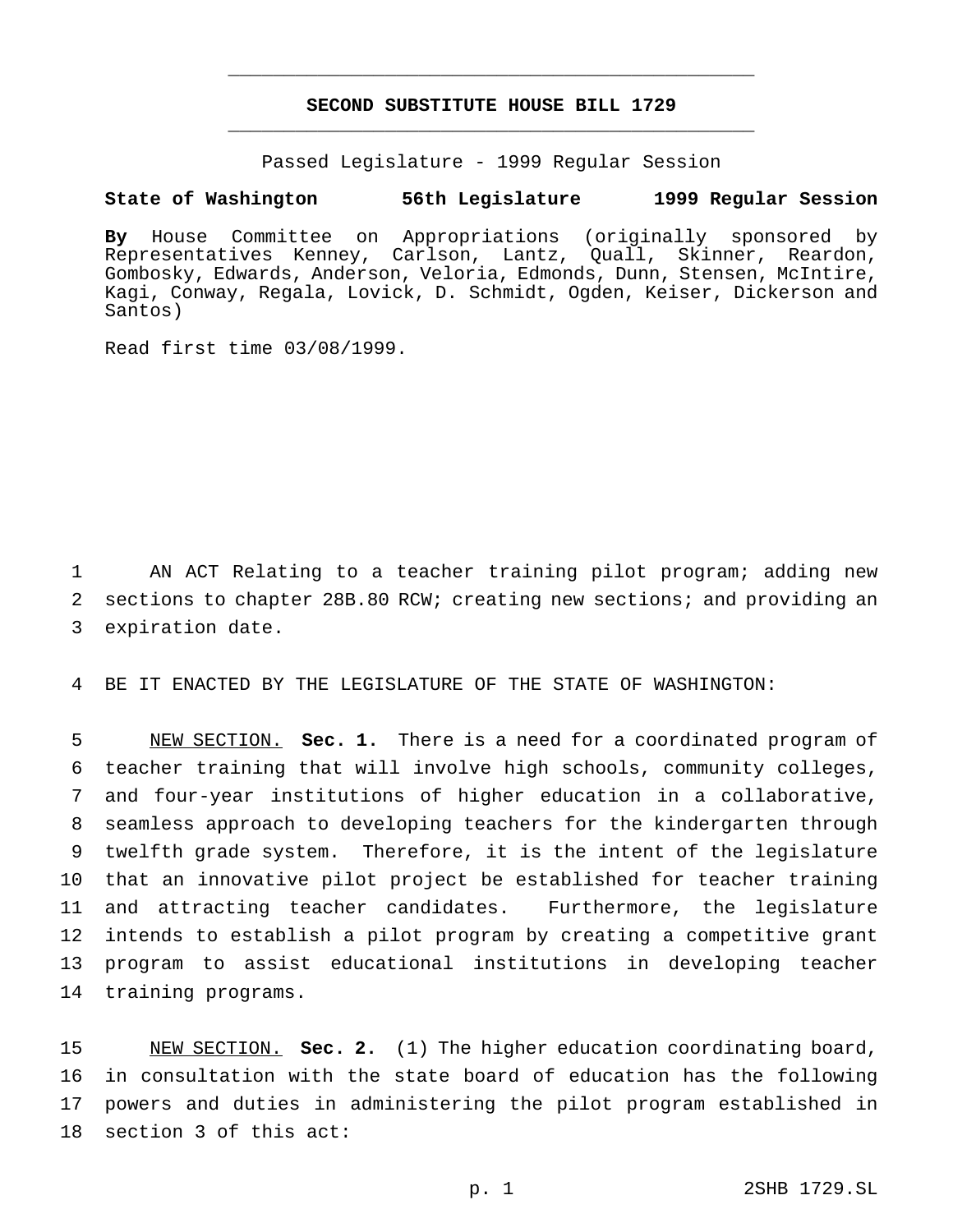# SECOND SUBSTITUTE HOUSE BILL 1729

Passed Legislature - 1999 Regular Session

**State of Washington 56th Legislature 1999 Regular Session**

**By** House Committee on Appropriations (originally sponsored by Representatives Kenney, Carlson, Lantz, Quall, Skinner, Reardon, Gombosky, Edwards, Anderson, Veloria, Edmonds, Dunn, Stensen, McIntire, Kagi, Conway, Regala, Lovick, D. Schmidt, Ogden, Keiser, Dickerson and Santos)

Read first time 03/08/1999.

AN ACT Relating to a teacher training pilot program; adding new sections to chapter 28B.80 RCW; creating new sections; and providing an expiration date.

BE IT ENACTED BY THE LEGISLATURE OF THE STATE OF WASHINGTON:

NEW SECTION. **Sec. 1.** There is a need for a coordinated program of teacher training that will involve high schools, community colleges, and four-year institutions of higher education in a collaborative, seamless approach to developing teachers for the kindergarten through twelfth grade system. Therefore, it is the intent of the legislature that an innovative pilot project be established for teacher training and attracting teacher candidates. Furthermore, the legislature intends to establish a pilot program by creating a competitive grant program to assist educational institutions in developing teacher training programs.

NEW SECTION. **Sec. 2.** (1) The higher education coordinating board, in consultation with the state board of education has the following powers and duties in administering the pilot program established in section 3 of this act: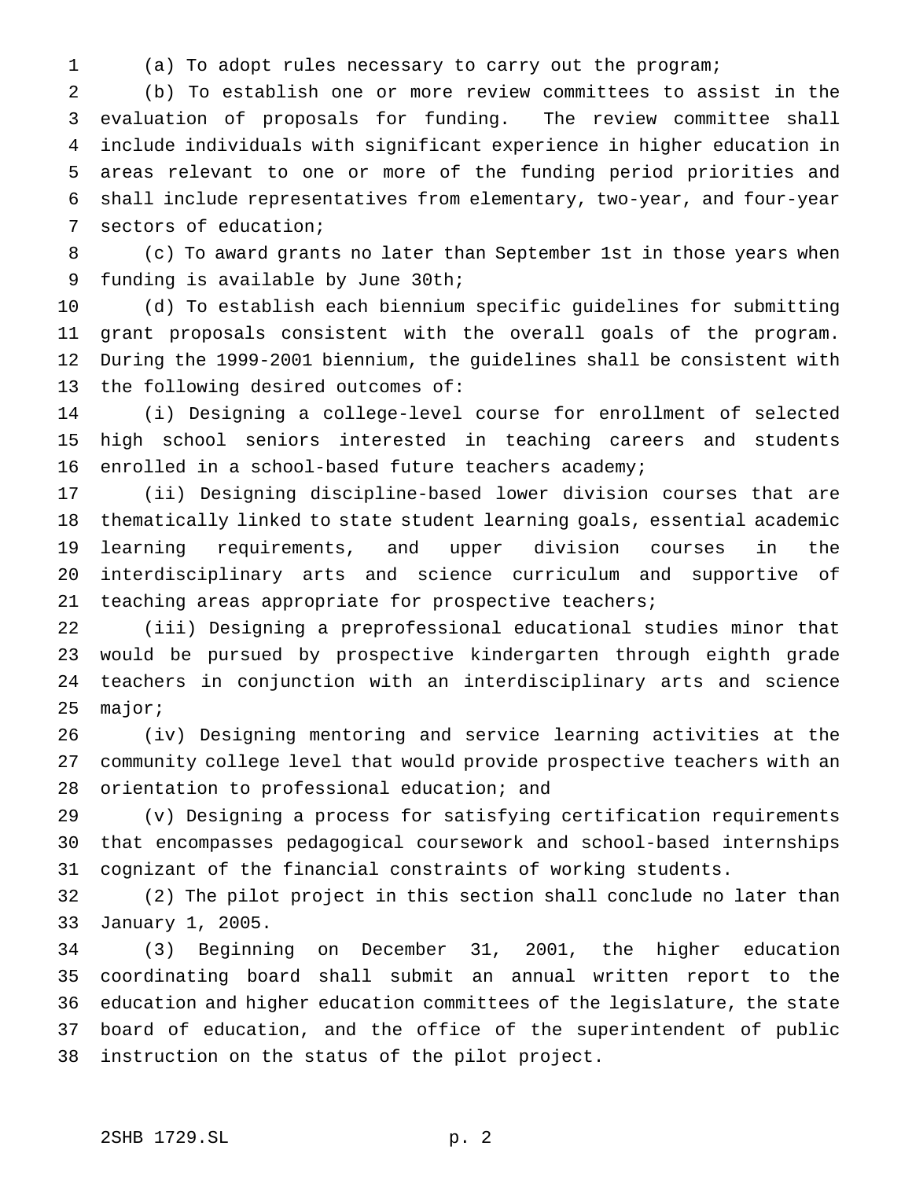(a) To adopt rules necessary to carry out the program;

(b) To establish one or more review committees to assist in the evaluation of proposals for funding. The review committee shall include individuals with significant experience in higher education in areas relevant to one or more of the funding period priorities and shall include representatives from elementary, two-year, and four-year sectors of education;

(c) To award grants no later than September 1st in those years when funding is available by June 30th;

(d) To establish each biennium specific guidelines for submitting grant proposals consistent with the overall goals of the program. During the 1999-2001 biennium, the guidelines shall be consistent with the following desired outcomes of:

(i) Designing a college-level course for enrollment of selected high school seniors interested in teaching careers and students enrolled in a school-based future teachers academy;

(ii) Designing discipline-based lower division courses that are thematically linked to state student learning goals, essential academic learning requirements, and upper division courses in the interdisciplinary arts and science curriculum and supportive of teaching areas appropriate for prospective teachers;

(iii) Designing a preprofessional educational studies minor that would be pursued by prospective kindergarten through eighth grade teachers in conjunction with an interdisciplinary arts and science major;

(iv) Designing mentoring and service learning activities at the community college level that would provide prospective teachers with an orientation to professional education; and

(v) Designing a process for satisfying certification requirements that encompasses pedagogical coursework and school-based internships cognizant of the financial constraints of working students.

(2) The pilot project in this section shall conclude no later than January 1, 2005.

(3) Beginning on December 31, 2001, the higher education coordinating board shall submit an annual written report to the education and higher education committees of the legislature, the state board of education, and the office of the superintendent of public instruction on the status of the pilot project.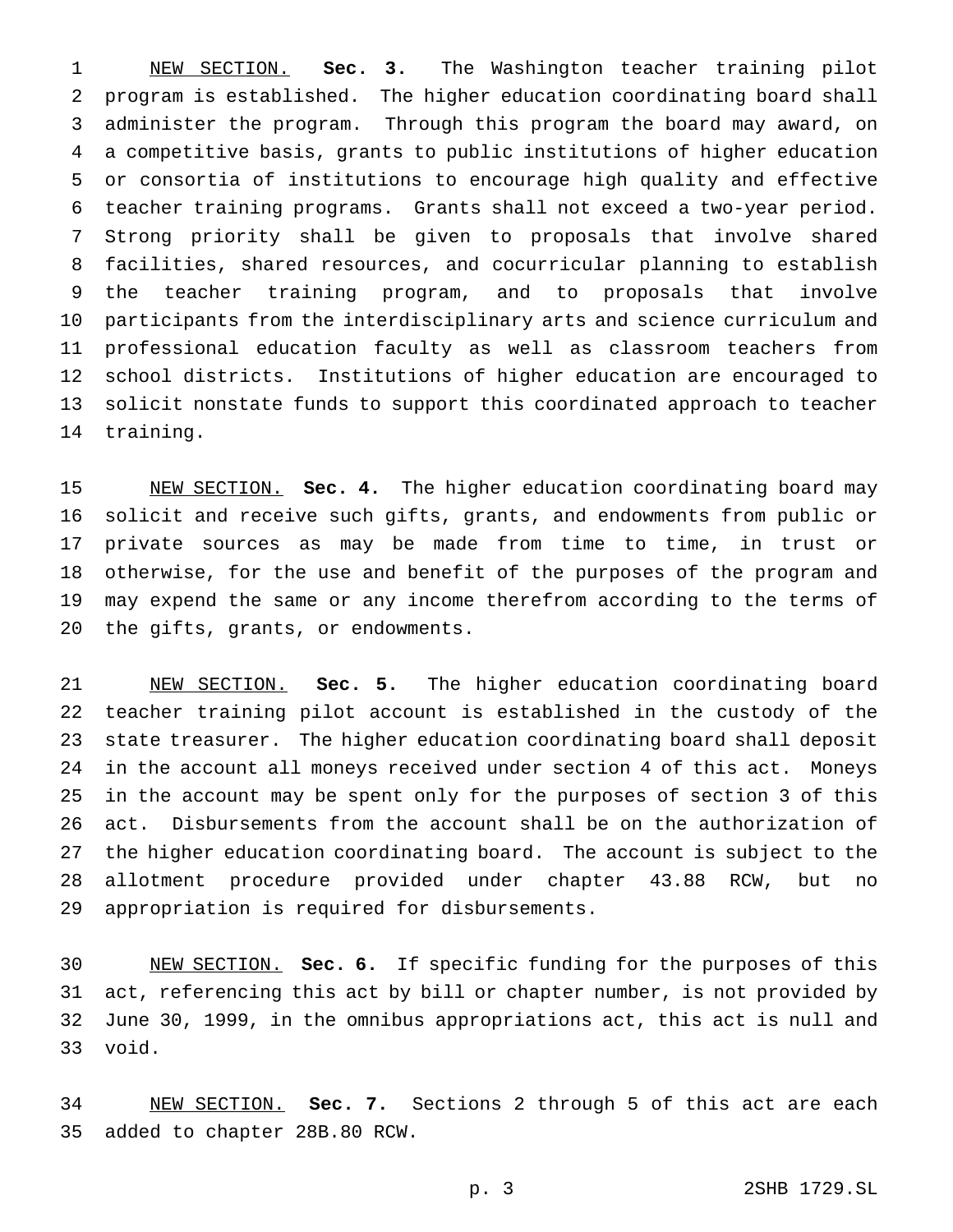NEW SECTION. **Sec. 3.** The Washington teacher training pilot program is established. The higher education coordinating board shall administer the program. Through this program the board may award, on a competitive basis, grants to public institutions of higher education or consortia of institutions to encourage high quality and effective teacher training programs. Grants shall not exceed a two-year period. Strong priority shall be given to proposals that involve shared facilities, shared resources, and cocurricular planning to establish the teacher training program, and to proposals that involve participants from the interdisciplinary arts and science curriculum and professional education faculty as well as classroom teachers from school districts. Institutions of higher education are encouraged to solicit nonstate funds to support this coordinated approach to teacher training.

NEW SECTION. **Sec. 4.** The higher education coordinating board may solicit and receive such gifts, grants, and endowments from public or private sources as may be made from time to time, in trust or otherwise, for the use and benefit of the purposes of the program and may expend the same or any income therefrom according to the terms of the gifts, grants, or endowments.

NEW SECTION. **Sec. 5.** The higher education coordinating board teacher training pilot account is established in the custody of the state treasurer. The higher education coordinating board shall deposit in the account all moneys received under section 4 of this act. Moneys in the account may be spent only for the purposes of section 3 of this act. Disbursements from the account shall be on the authorization of the higher education coordinating board. The account is subject to the allotment procedure provided under chapter 43.88 RCW, but no appropriation is required for disbursements.

NEW SECTION. **Sec. 6.** If specific funding for the purposes of this act, referencing this act by bill or chapter number, is not provided by June 30, 1999, in the omnibus appropriations act, this act is null and void.

NEW SECTION. **Sec. 7.** Sections 2 through 5 of this act are each added to chapter 28B.80 RCW.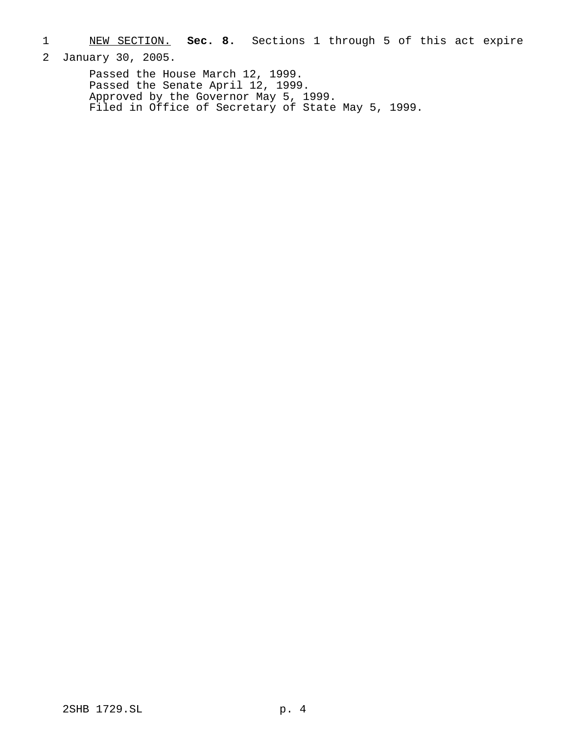<u>NEW SECTION.</u> **Sec. 8.** Sections 1 through 5 of this act expire January 30, 2005.

Passed the House March 12, 1999.
Passed the Senate April 12, 1999.
Approved by the Governor May 5, 1999.
Filed in Office of Secretary of State May 5, 1999.